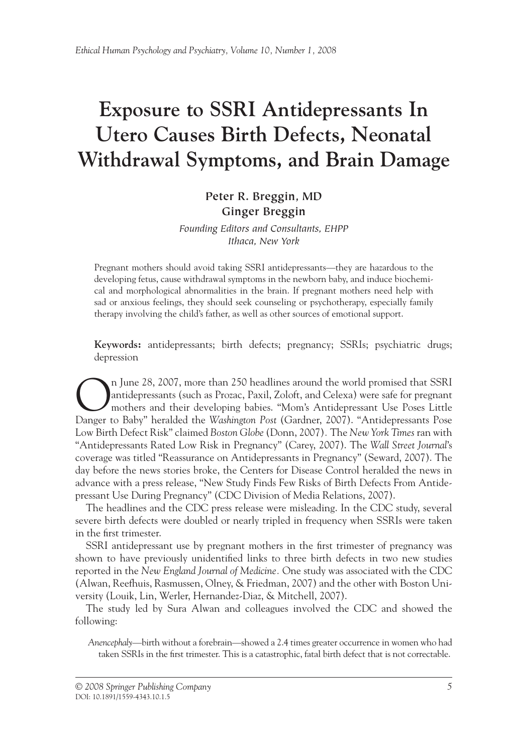# Exposure to SSRI Antidepressants In Utero Causes Birth Defects, Neonatal Withdrawal Symptoms, and Brain Damage

**Peter R. Breggin, MD**
**Ginger Breggin**
*Founding Editors and Consultants, EHPP*
*Ithaca, New York*

Pregnant mothers should avoid taking SSRI antidepressants—they are hazardous to the developing fetus, cause withdrawal symptoms in the newborn baby, and induce biochemical and morphological abnormalities in the brain. If pregnant mothers need help with sad or anxious feelings, they should seek counseling or psychotherapy, especially family therapy involving the child's father, as well as other sources of emotional support.

**Keywords:** antidepressants; birth defects; pregnancy; SSRIs; psychiatric drugs; depression

On June 28, 2007, more than 250 headlines around the world promised that SSRI antidepressants (such as Prozac, Paxil, Zoloft, and Celexa) were safe for pregnant mothers and their developing babies. "Mom's Antidepressant Use Poses Little Danger to Baby" heralded the *Washington Post* (Gardner, 2007). "Antidepressants Pose Low Birth Defect Risk" claimed *Boston Globe* (Donn, 2007). The *New York Times* ran with "Antidepressants Rated Low Risk in Pregnancy" (Carey, 2007). The *Wall Street Journal*'s coverage was titled "Reassurance on Antidepressants in Pregnancy" (Seward, 2007). The day before the news stories broke, the Centers for Disease Control heralded the news in advance with a press release, "New Study Finds Few Risks of Birth Defects From Antidepressant Use During Pregnancy" (CDC Division of Media Relations, 2007).

The headlines and the CDC press release were misleading. In the CDC study, several severe birth defects were doubled or nearly tripled in frequency when SSRIs were taken in the first trimester.

SSRI antidepressant use by pregnant mothers in the first trimester of pregnancy was shown to have previously unidentified links to three birth defects in two new studies reported in the *New England Journal of Medicine*. One study was associated with the CDC (Alwan, Reefhuis, Rasmussen, Olney, & Friedman, 2007) and the other with Boston University (Louik, Lin, Werler, Hernandez-Diaz, & Mitchell, 2007).

The study led by Sura Alwan and colleagues involved the CDC and showed the following:

> *Anencephaly*—birth without a forebrain—showed a 2.4 times greater occurrence in women who had taken SSRIs in the first trimester. This is a catastrophic, fatal birth defect that is not correctable.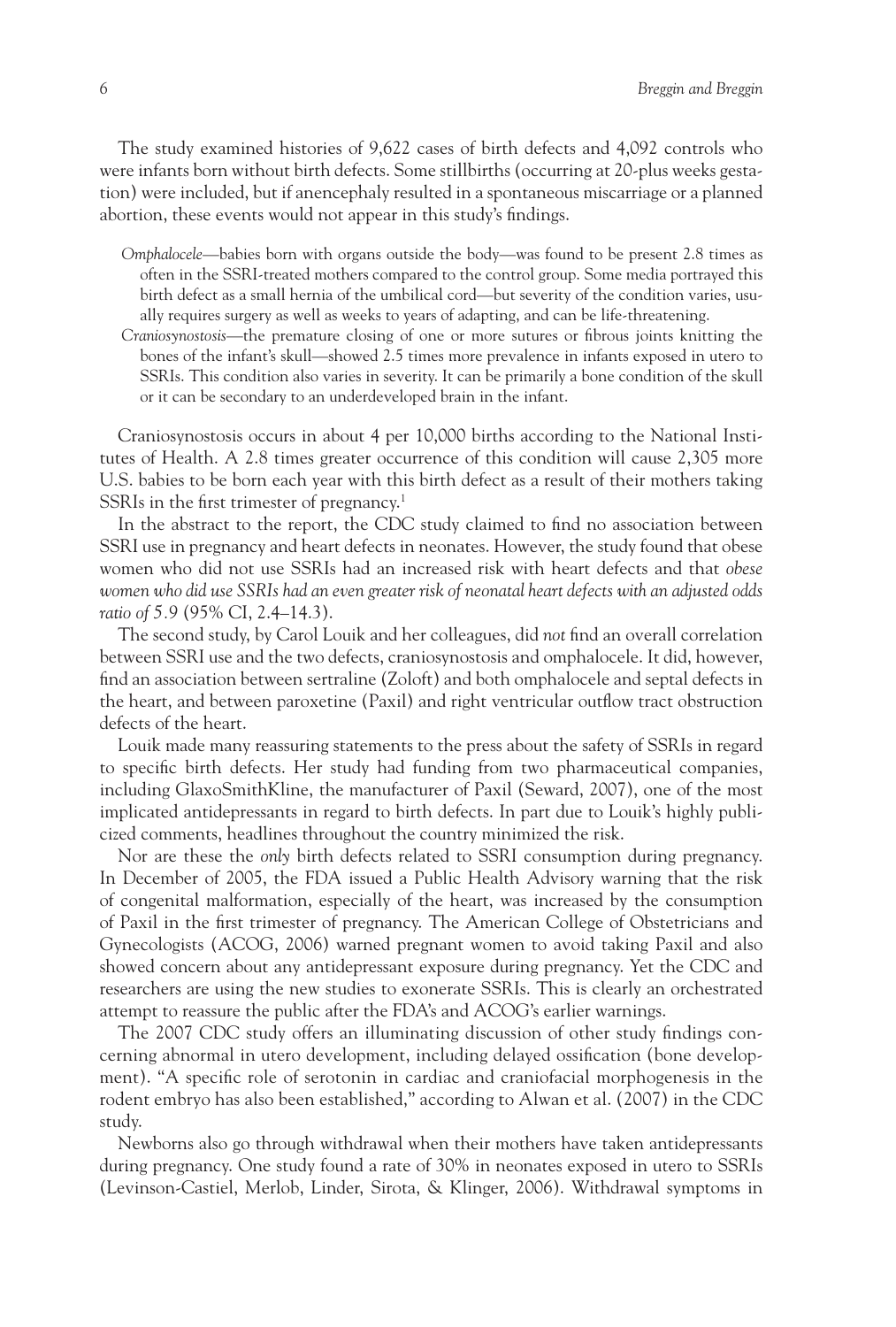The study examined histories of 9,622 cases of birth defects and 4,092 controls who were infants born without birth defects. Some stillbirths (occurring at 20-plus weeks gestation) were included, but if anencephaly resulted in a spontaneous miscarriage or a planned abortion, these events would not appear in this study's findings.

> *Omphalocele*—babies born with organs outside the body—was found to be present 2.8 times as often in the SSRI-treated mothers compared to the control group. Some media portrayed this birth defect as a small hernia of the umbilical cord—but severity of the condition varies, usually requires surgery as well as weeks to years of adapting, and can be life-threatening.
>
> *Craniosynostosis*—the premature closing of one or more sutures or fibrous joints knitting the bones of the infant's skull—showed 2.5 times more prevalence in infants exposed in utero to SSRIs. This condition also varies in severity. It can be primarily a bone condition of the skull or it can be secondary to an underdeveloped brain in the infant.

Craniosynostosis occurs in about 4 per 10,000 births according to the National Institutes of Health. A 2.8 times greater occurrence of this condition will cause 2,305 more U.S. babies to be born each year with this birth defect as a result of their mothers taking SSRIs in the first trimester of pregnancy.[1]

In the abstract to the report, the CDC study claimed to find no association between SSRI use in pregnancy and heart defects in neonates. However, the study found that obese women who did not use SSRIs had an increased risk with heart defects and that *obese women who did use SSRIs had an even greater risk of neonatal heart defects with an adjusted odds ratio of 5.9* (95% CI, 2.4–14.3).

The second study, by Carol Louik and her colleagues, did *not* find an overall correlation between SSRI use and the two defects, craniosynostosis and omphalocele. It did, however, find an association between sertraline (Zoloft) and both omphalocele and septal defects in the heart, and between paroxetine (Paxil) and right ventricular outflow tract obstruction defects of the heart.

Louik made many reassuring statements to the press about the safety of SSRIs in regard to specific birth defects. Her study had funding from two pharmaceutical companies, including GlaxoSmithKline, the manufacturer of Paxil (Seward, 2007), one of the most implicated antidepressants in regard to birth defects. In part due to Louik's highly publicized comments, headlines throughout the country minimized the risk.

Nor are these the *only* birth defects related to SSRI consumption during pregnancy. In December of 2005, the FDA issued a Public Health Advisory warning that the risk of congenital malformation, especially of the heart, was increased by the consumption of Paxil in the first trimester of pregnancy. The American College of Obstetricians and Gynecologists (ACOG, 2006) warned pregnant women to avoid taking Paxil and also showed concern about any antidepressant exposure during pregnancy. Yet the CDC and researchers are using the new studies to exonerate SSRIs. This is clearly an orchestrated attempt to reassure the public after the FDA's and ACOG's earlier warnings.

The 2007 CDC study offers an illuminating discussion of other study findings concerning abnormal in utero development, including delayed ossification (bone development). "A specific role of serotonin in cardiac and craniofacial morphogenesis in the rodent embryo has also been established," according to Alwan et al. (2007) in the CDC study.

Newborns also go through withdrawal when their mothers have taken antidepressants during pregnancy. One study found a rate of 30% in neonates exposed in utero to SSRIs (Levinson-Castiel, Merlob, Linder, Sirota, & Klinger, 2006). Withdrawal symptoms in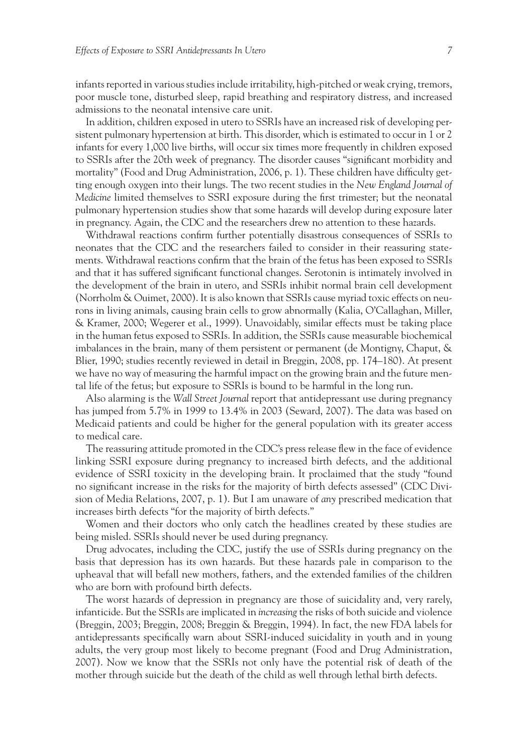infants reported in various studies include irritability, high-pitched or weak crying, tremors, poor muscle tone, disturbed sleep, rapid breathing and respiratory distress, and increased admissions to the neonatal intensive care unit.

In addition, children exposed in utero to SSRIs have an increased risk of developing persistent pulmonary hypertension at birth. This disorder, which is estimated to occur in 1 or 2 infants for every 1,000 live births, will occur six times more frequently in children exposed to SSRIs after the 20th week of pregnancy. The disorder causes "significant morbidity and mortality" (Food and Drug Administration, 2006, p. 1). These children have difficulty getting enough oxygen into their lungs. The two recent studies in the *New England Journal of Medicine* limited themselves to SSRI exposure during the first trimester; but the neonatal pulmonary hypertension studies show that some hazards will develop during exposure later in pregnancy. Again, the CDC and the researchers drew no attention to these hazards.

Withdrawal reactions confirm further potentially disastrous consequences of SSRIs to neonates that the CDC and the researchers failed to consider in their reassuring statements. Withdrawal reactions confirm that the brain of the fetus has been exposed to SSRIs and that it has suffered significant functional changes. Serotonin is intimately involved in the development of the brain in utero, and SSRIs inhibit normal brain cell development (Norrholm & Ouimet, 2000). It is also known that SSRIs cause myriad toxic effects on neurons in living animals, causing brain cells to grow abnormally (Kalia, O'Callaghan, Miller, & Kramer, 2000; Wegerer et al., 1999). Unavoidably, similar effects must be taking place in the human fetus exposed to SSRIs. In addition, the SSRIs cause measurable biochemical imbalances in the brain, many of them persistent or permanent (de Montigny, Chaput, & Blier, 1990; studies recently reviewed in detail in Breggin, 2008, pp. 174–180). At present we have no way of measuring the harmful impact on the growing brain and the future mental life of the fetus; but exposure to SSRIs is bound to be harmful in the long run.

Also alarming is the *Wall Street Journal* report that antidepressant use during pregnancy has jumped from 5.7% in 1999 to 13.4% in 2003 (Seward, 2007). The data was based on Medicaid patients and could be higher for the general population with its greater access to medical care.

The reassuring attitude promoted in the CDC's press release flew in the face of evidence linking SSRI exposure during pregnancy to increased birth defects, and the additional evidence of SSRI toxicity in the developing brain. It proclaimed that the study "found no significant increase in the risks for the majority of birth defects assessed" (CDC Division of Media Relations, 2007, p. 1). But I am unaware of *any* prescribed medication that increases birth defects "for the majority of birth defects."

Women and their doctors who only catch the headlines created by these studies are being misled. SSRIs should never be used during pregnancy.

Drug advocates, including the CDC, justify the use of SSRIs during pregnancy on the basis that depression has its own hazards. But these hazards pale in comparison to the upheaval that will befall new mothers, fathers, and the extended families of the children who are born with profound birth defects.

The worst hazards of depression in pregnancy are those of suicidality and, very rarely, infanticide. But the SSRIs are implicated in *increasing* the risks of both suicide and violence (Breggin, 2003; Breggin, 2008; Breggin & Breggin, 1994). In fact, the new FDA labels for antidepressants specifically warn about SSRI-induced suicidality in youth and in young adults, the very group most likely to become pregnant (Food and Drug Administration, 2007). Now we know that the SSRIs not only have the potential risk of death of the mother through suicide but the death of the child as well through lethal birth defects.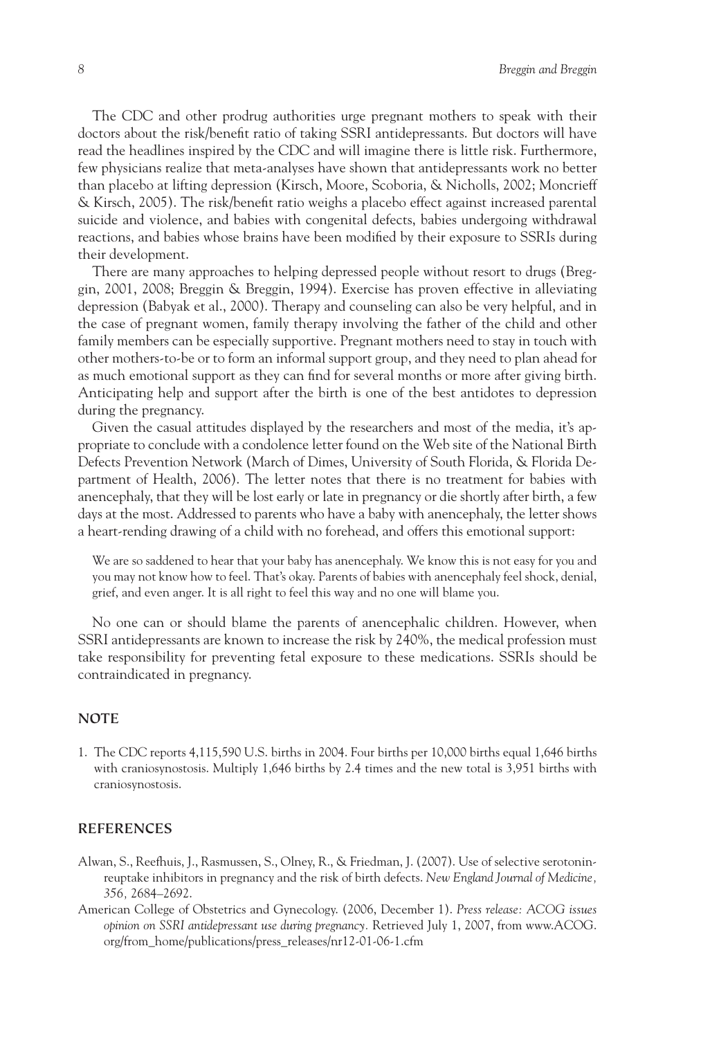The CDC and other prodrug authorities urge pregnant mothers to speak with their doctors about the risk/benefit ratio of taking SSRI antidepressants. But doctors will have read the headlines inspired by the CDC and will imagine there is little risk. Furthermore, few physicians realize that meta-analyses have shown that antidepressants work no better than placebo at lifting depression (Kirsch, Moore, Scoboria, & Nicholls, 2002; Moncrieff & Kirsch, 2005). The risk/benefit ratio weighs a placebo effect against increased parental suicide and violence, and babies with congenital defects, babies undergoing withdrawal reactions, and babies whose brains have been modified by their exposure to SSRIs during their development.

There are many approaches to helping depressed people without resort to drugs (Breggin, 2001, 2008; Breggin & Breggin, 1994). Exercise has proven effective in alleviating depression (Babyak et al., 2000). Therapy and counseling can also be very helpful, and in the case of pregnant women, family therapy involving the father of the child and other family members can be especially supportive. Pregnant mothers need to stay in touch with other mothers-to-be or to form an informal support group, and they need to plan ahead for as much emotional support as they can find for several months or more after giving birth. Anticipating help and support after the birth is one of the best antidotes to depression during the pregnancy.

Given the casual attitudes displayed by the researchers and most of the media, it's appropriate to conclude with a condolence letter found on the Web site of the National Birth Defects Prevention Network (March of Dimes, University of South Florida, & Florida Department of Health, 2006). The letter notes that there is no treatment for babies with anencephaly, that they will be lost early or late in pregnancy or die shortly after birth, a few days at the most. Addressed to parents who have a baby with anencephaly, the letter shows a heart-rending drawing of a child with no forehead, and offers this emotional support:

> We are so saddened to hear that your baby has anencephaly. We know this is not easy for you and you may not know how to feel. That's okay. Parents of babies with anencephaly feel shock, denial, grief, and even anger. It is all right to feel this way and no one will blame you.

No one can or should blame the parents of anencephalic children. However, when SSRI antidepressants are known to increase the risk by 240%, the medical profession must take responsibility for preventing fetal exposure to these medications. SSRIs should be contraindicated in pregnancy.

## NOTE

1. The CDC reports 4,115,590 U.S. births in 2004. Four births per 10,000 births equal 1,646 births with craniosynostosis. Multiply 1,646 births by 2.4 times and the new total is 3,951 births with craniosynostosis.

## REFERENCES

Alwan, S., Reefhuis, J., Rasmussen, S., Olney, R., & Friedman, J. (2007). Use of selective serotonin-reuptake inhibitors in pregnancy and the risk of birth defects. *New England Journal of Medicine, 356,* 2684–2692.

American College of Obstetrics and Gynecology. (2006, December 1). *Press release: ACOG issues opinion on SSRI antidepressant use during pregnancy.* Retrieved July 1, 2007, from www.ACOG.org/from_home/publications/press_releases/nr12-01-06-1.cfm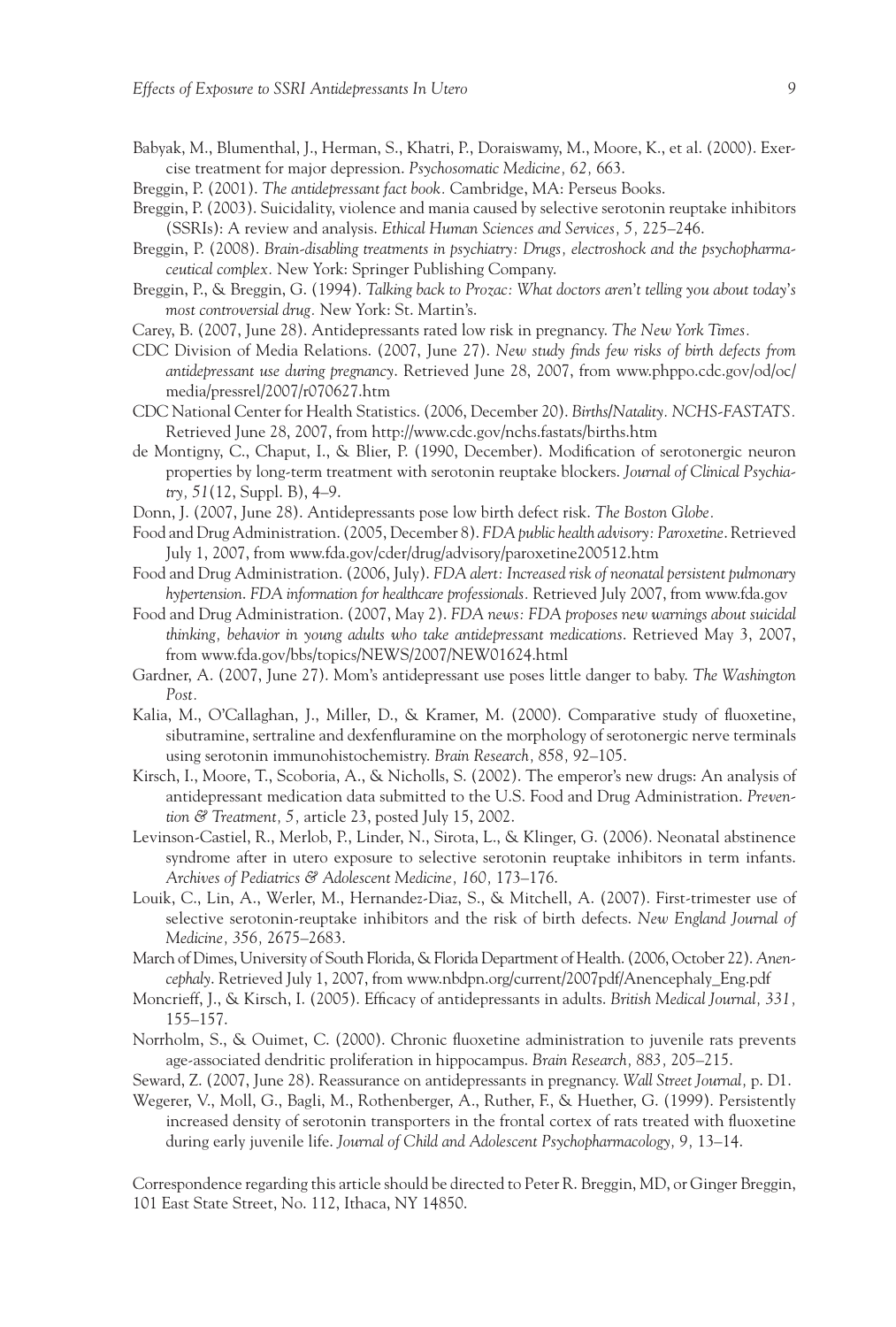Babyak, M., Blumenthal, J., Herman, S., Khatri, P., Doraiswamy, M., Moore, K., et al. (2000). Exercise treatment for major depression. *Psychosomatic Medicine, 62,* 663.

Breggin, P. (2001). *The antidepressant fact book.* Cambridge, MA: Perseus Books.

Breggin, P. (2003). Suicidality, violence and mania caused by selective serotonin reuptake inhibitors (SSRIs): A review and analysis. *Ethical Human Sciences and Services, 5,* 225–246.

Breggin, P. (2008). *Brain-disabling treatments in psychiatry: Drugs, electroshock and the psychopharmaceutical complex.* New York: Springer Publishing Company.

Breggin, P., & Breggin, G. (1994). *Talking back to Prozac: What doctors aren't telling you about today's most controversial drug.* New York: St. Martin's.

Carey, B. (2007, June 28). Antidepressants rated low risk in pregnancy. *The New York Times.*

CDC Division of Media Relations. (2007, June 27). *New study finds few risks of birth defects from antidepressant use during pregnancy*. Retrieved June 28, 2007, from www.phppo.cdc.gov/od/oc/media/pressrel/2007/r070627.htm

CDC National Center for Health Statistics. (2006, December 20). *Births/Natality. NCHS-FASTATS.* Retrieved June 28, 2007, from http://www.cdc.gov/nchs.fastats/births.htm

de Montigny, C., Chaput, I., & Blier, P. (1990, December). Modification of serotonergic neuron properties by long-term treatment with serotonin reuptake blockers. *Journal of Clinical Psychiatry, 51*(12, Suppl. B), 4–9.

Donn, J. (2007, June 28). Antidepressants pose low birth defect risk. *The Boston Globe.*

Food and Drug Administration. (2005, December 8). *FDA public health advisory: Paroxetine*. Retrieved July 1, 2007, from www.fda.gov/cder/drug/advisory/paroxetine200512.htm

Food and Drug Administration. (2006, July). *FDA alert: Increased risk of neonatal persistent pulmonary hypertension. FDA information for healthcare professionals.* Retrieved July 2007, from www.fda.gov

Food and Drug Administration. (2007, May 2). *FDA news: FDA proposes new warnings about suicidal thinking, behavior in young adults who take antidepressant medications*. Retrieved May 3, 2007, from www.fda.gov/bbs/topics/NEWS/2007/NEW01624.html

Gardner, A. (2007, June 27). Mom's antidepressant use poses little danger to baby. *The Washington Post.*

Kalia, M., O'Callaghan, J., Miller, D., & Kramer, M. (2000). Comparative study of fluoxetine, sibutramine, sertraline and dexfenfluramine on the morphology of serotonergic nerve terminals using serotonin immunohistochemistry. *Brain Research, 858,* 92–105.

Kirsch, I., Moore, T., Scoboria, A., & Nicholls, S. (2002). The emperor's new drugs: An analysis of antidepressant medication data submitted to the U.S. Food and Drug Administration. *Prevention & Treatment, 5,* article 23, posted July 15, 2002.

Levinson-Castiel, R., Merlob, P., Linder, N., Sirota, L., & Klinger, G. (2006). Neonatal abstinence syndrome after in utero exposure to selective serotonin reuptake inhibitors in term infants. *Archives of Pediatrics & Adolescent Medicine, 160,* 173–176.

Louik, C., Lin, A., Werler, M., Hernandez-Diaz, S., & Mitchell, A. (2007). First-trimester use of selective serotonin-reuptake inhibitors and the risk of birth defects. *New England Journal of Medicine, 356,* 2675–2683.

March of Dimes, University of South Florida, & Florida Department of Health. (2006, October 22). *Anencephaly*. Retrieved July 1, 2007, from www.nbdpn.org/current/2007pdf/Anencephaly_Eng.pdf

Moncrieff, J., & Kirsch, I. (2005). Efficacy of antidepressants in adults. *British Medical Journal, 331,* 155–157.

Norrholm, S., & Ouimet, C. (2000). Chronic fluoxetine administration to juvenile rats prevents age-associated dendritic proliferation in hippocampus. *Brain Research, 883,* 205–215.

Seward, Z. (2007, June 28). Reassurance on antidepressants in pregnancy. *Wall Street Journal,* p. D1.

Wegerer, V., Moll, G., Bagli, M., Rothenberger, A., Ruther, F., & Huether, G. (1999). Persistently increased density of serotonin transporters in the frontal cortex of rats treated with fluoxetine during early juvenile life. *Journal of Child and Adolescent Psychopharmacology, 9,* 13–14.

Correspondence regarding this article should be directed to Peter R. Breggin, MD, or Ginger Breggin, 101 East State Street, No. 112, Ithaca, NY 14850.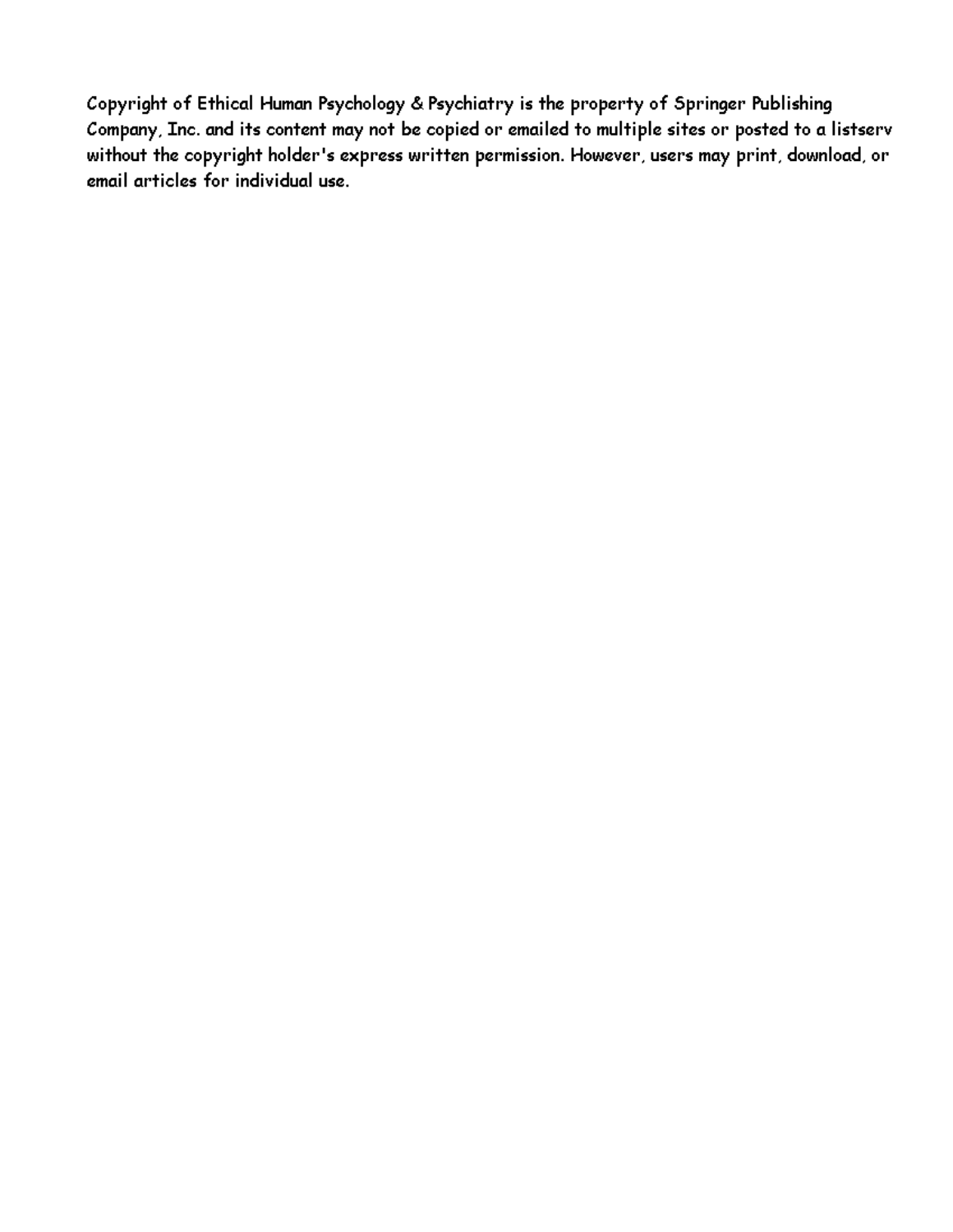Copyright of Ethical Human Psychology & Psychiatry is the property of Springer Publishing Company, Inc. and its content may not be copied or emailed to multiple sites or posted to a listserv without the copyright holder's express written permission. However, users may print, download, or email articles for individual use.